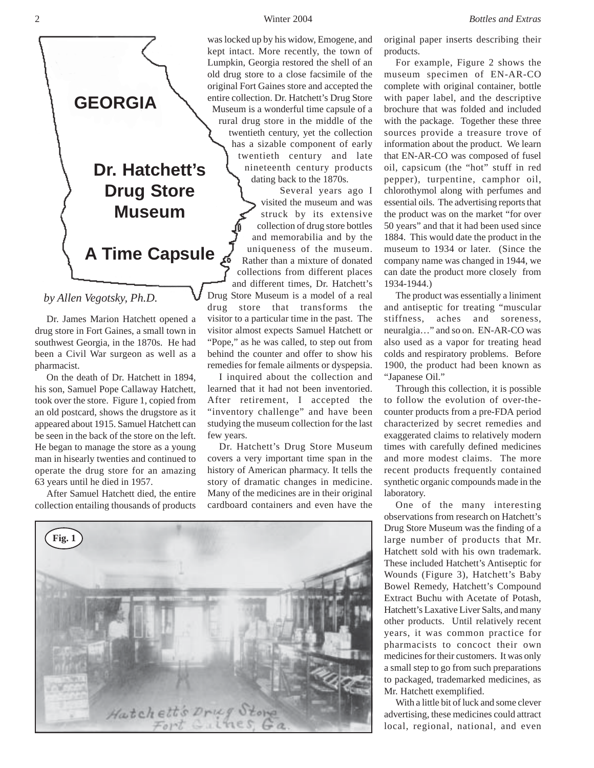# GEORGIA

# Dr. Hatchett's Drug Store Museum

# A Time Capsule

*by Allen Vegotsky, Ph.D.*

Dr. James Marion Hatchett opened a drug store in Fort Gaines, a small town in southwest Georgia, in the 1870s. He had been a Civil War surgeon as well as a pharmacist.

On the death of Dr. Hatchett in 1894, his son, Samuel Pope Callaway Hatchett, took over the store. Figure 1, copied from an old postcard, shows the drugstore as it appeared about 1915. Samuel Hatchett can be seen in the back of the store on the left. He began to manage the store as a young man in hisearly twenties and continued to operate the drug store for an amazing 63 years until he died in 1957.

After Samuel Hatchett died, the entire collection entailing thousands of products was locked up by his widow, Emogene, and kept intact. More recently, the town of Lumpkin, Georgia restored the shell of an old drug store to a close facsimile of the original Fort Gaines store and accepted the entire collection. Dr. Hatchett's Drug Store Museum is a wonderful time capsule of a rural drug store in the middle of the twentieth century, yet the collection has a sizable component of early twentieth century and late nineteenth century products dating back to the 1870s.

Several years ago I visited the museum and was struck by its extensive collection of drug store bottles and memorabilia and by the uniqueness of the museum. Rather than a mixture of donated collections from different places and different times, Dr. Hatchett's Drug Store Museum is a model of a real drug store that transforms the visitor to a particular time in the past. The visitor almost expects Samuel Hatchett or "Pope," as he was called, to step out from behind the counter and offer to show his remedies for female ailments or dyspepsia.

I inquired about the collection and learned that it had not been inventoried. After retirement, I accepted the "inventory challenge" and have been studying the museum collection for the last few years.

Dr. Hatchett's Drug Store Museum covers a very important time span in the history of American pharmacy. It tells the story of dramatic changes in medicine. Many of the medicines are in their original cardboard containers and even have the original paper inserts describing their products.

Fig. 1

For example, Figure 2 shows the museum specimen of EN-AR-CO complete with original container, bottle with paper label, and the descriptive brochure that was folded and included with the package. Together these three sources provide a treasure trove of information about the product. We learn that EN-AR-CO was composed of fusel oil, capsicum (the "hot" stuff in red pepper), turpentine, camphor oil, chlorothymol along with perfumes and essential oils. The advertising reports that the product was on the market "for over 50 years" and that it had been used since 1884. This would date the product in the museum to 1934 or later. (Since the company name was changed in 1944, we can date the product more closely from 1934-1944.)

The product was essentially a liniment and antiseptic for treating "muscular stiffness, aches and soreness, neuralgia…" and so on. EN-AR-CO was also used as a vapor for treating head colds and respiratory problems. Before 1900, the product had been known as "Japanese Oil."

Through this collection, it is possible to follow the evolution of over-the-counter products from a pre-FDA period characterized by secret remedies and exaggerated claims to relatively modern times with carefully defined medicines and more modest claims. The more recent products frequently contained synthetic organic compounds made in the laboratory.

One of the many interesting observations from research on Hatchett's Drug Store Museum was the finding of a large number of products that Mr. Hatchett sold with his own trademark. These included Hatchett's Antiseptic for Wounds (Figure 3), Hatchett's Baby Bowel Remedy, Hatchett's Compound Extract Buchu with Acetate of Potash, Hatchett's Laxative Liver Salts, and many other products. Until relatively recent years, it was common practice for pharmacists to concoct their own medicines for their customers. It was only a small step to go from such preparations to packaged, trademarked medicines, as Mr. Hatchett exemplified.

With a little bit of luck and some clever advertising, these medicines could attract local, regional, national, and even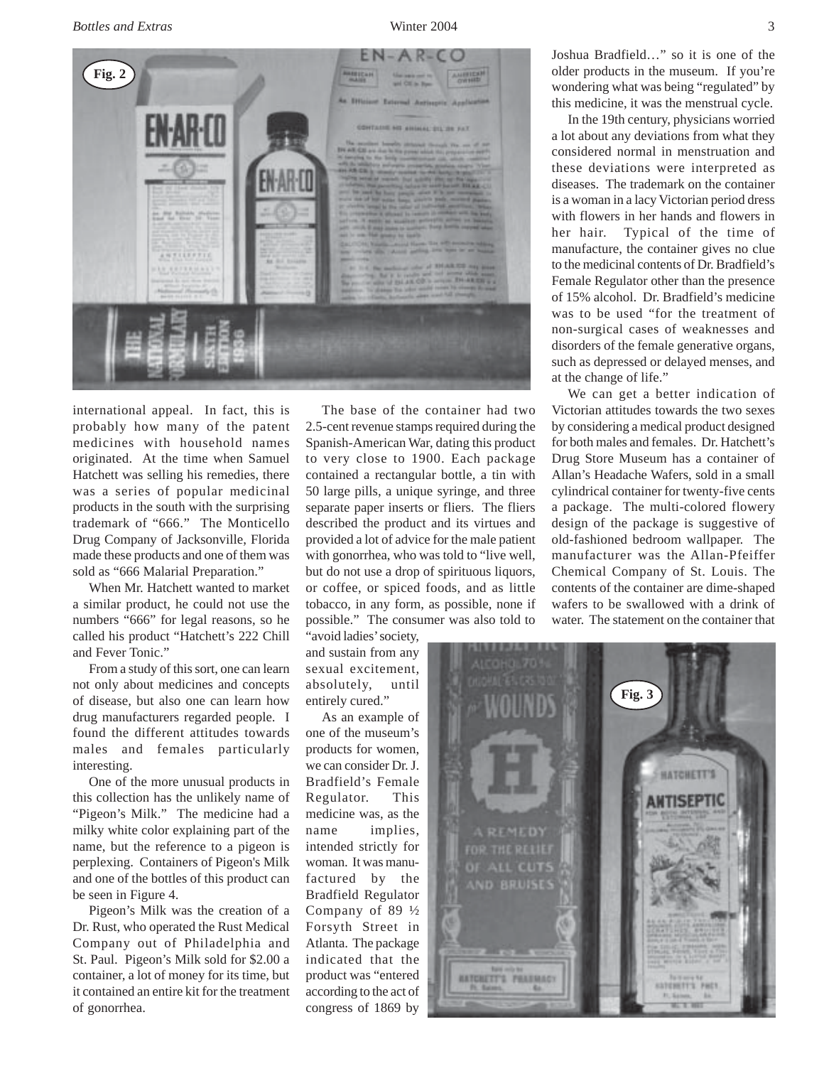international appeal. In fact, this is probably how many of the patent medicines with household names originated. At the time when Samuel Hatchett was selling his remedies, there was a series of popular medicinal products in the south with the surprising trademark of "666." The Monticello Drug Company of Jacksonville, Florida made these products and one of them was sold as "666 Malarial Preparation."

When Mr. Hatchett wanted to market a similar product, he could not use the numbers "666" for legal reasons, so he called his product "Hatchett's 222 Chill and Fever Tonic."

From a study of this sort, one can learn not only about medicines and concepts of disease, but also one can learn how drug manufacturers regarded people. I found the different attitudes towards males and females particularly interesting.

One of the more unusual products in this collection has the unlikely name of "Pigeon's Milk." The medicine had a milky white color explaining part of the name, but the reference to a pigeon is perplexing. Containers of Pigeon's Milk and one of the bottles of this product can be seen in Figure 4.

Pigeon's Milk was the creation of a Dr. Rust, who operated the Rust Medical Company out of Philadelphia and St. Paul. Pigeon's Milk sold for $2.00 a container, a lot of money for its time, but it contained an entire kit for the treatment of gonorrhea.

The base of the container had two 2.5-cent revenue stamps required during the Spanish-American War, dating this product to very close to 1900. Each package contained a rectangular bottle, a tin with 50 large pills, a unique syringe, and three separate paper inserts or fliers. The fliers described the product and its virtues and provided a lot of advice for the male patient with gonorrhea, who was told to "live well, but do not use a drop of spirituous liquors, or coffee, or spiced foods, and as little tobacco, in any form, as possible, none if possible." The consumer was also told to "avoid ladies' society, and sustain from any sexual excitement, absolutely, until entirely cured."

As an example of one of the museum's products for women, we can consider Dr. J. Bradfield's Female Regulator. This medicine was, as the name implies, intended strictly for woman. It was manufactured by the Bradfield Regulator Company of 89 ½ Forsyth Street in Atlanta. The package indicated that the product was "entered according to the act of congress of 1869 by Joshua Bradfield…" so it is one of the older products in the museum. If you're wondering what was being "regulated" by this medicine, it was the menstrual cycle.

In the 19th century, physicians worried a lot about any deviations from what they considered normal in menstruation and these deviations were interpreted as diseases. The trademark on the container is a woman in a lacy Victorian period dress with flowers in her hands and flowers in her hair. Typical of the time of manufacture, the container gives no clue to the medicinal contents of Dr. Bradfield's Female Regulator other than the presence of 15% alcohol. Dr. Bradfield's medicine was to be used "for the treatment of non-surgical cases of weaknesses and disorders of the female generative organs, such as depressed or delayed menses, and at the change of life."

We can get a better indication of Victorian attitudes towards the two sexes by considering a medical product designed for both males and females. Dr. Hatchett's Drug Store Museum has a container of Allan's Headache Wafers, sold in a small cylindrical container for twenty-five cents a package. The multi-colored flowery design of the package is suggestive of old-fashioned bedroom wallpaper. The manufacturer was the Allan-Pfeiffer Chemical Company of St. Louis. The contents of the container are dime-shaped wafers to be swallowed with a drink of water. The statement on the container that

Fig. 2

Fig. 3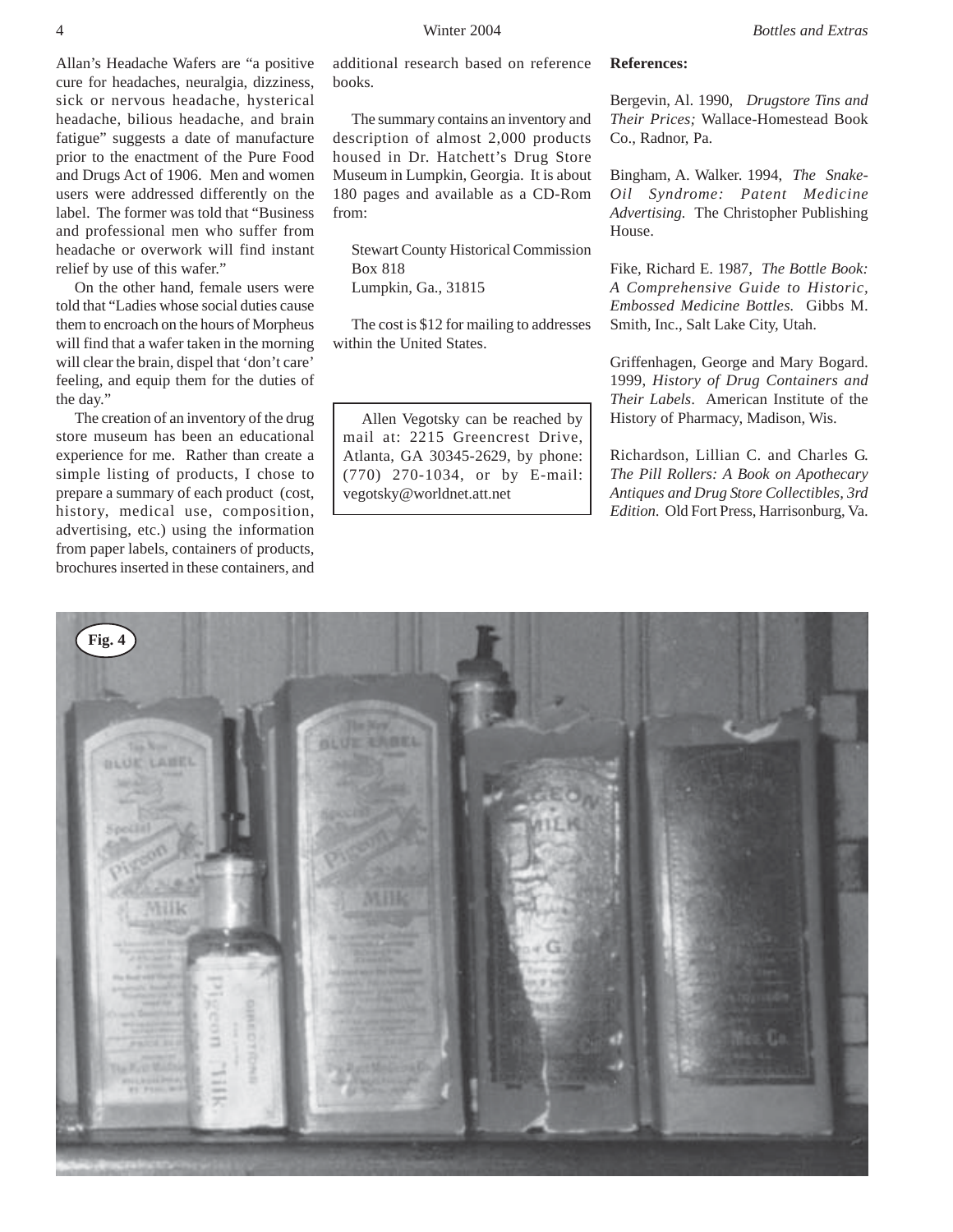Allan's Headache Wafers are "a positive cure for headaches, neuralgia, dizziness, sick or nervous headache, hysterical headache, bilious headache, and brain fatigue" suggests a date of manufacture prior to the enactment of the Pure Food and Drugs Act of 1906. Men and women users were addressed differently on the label. The former was told that "Business and professional men who suffer from headache or overwork will find instant relief by use of this wafer."

On the other hand, female users were told that "Ladies whose social duties cause them to encroach on the hours of Morpheus will find that a wafer taken in the morning will clear the brain, dispel that 'don't care' feeling, and equip them for the duties of the day."

The creation of an inventory of the drug store museum has been an educational experience for me. Rather than create a simple listing of products, I chose to prepare a summary of each product (cost, history, medical use, composition, advertising, etc.) using the information from paper labels, containers of products, brochures inserted in these containers, and additional research based on reference books.

The summary contains an inventory and description of almost 2,000 products housed in Dr. Hatchett's Drug Store Museum in Lumpkin, Georgia. It is about 180 pages and available as a CD-Rom from:

Stewart County Historical Commission
Box 818
Lumpkin, Ga., 31815

The cost is $12 for mailing to addresses within the United States.

Allen Vegotsky can be reached by mail at: 2215 Greencrest Drive, Atlanta, GA 30345-2629, by phone: (770) 270-1034, or by E-mail: vegotsky@worldnet.att.net

**References:**

Bergevin, Al. 1990, *Drugstore Tins and Their Prices;* Wallace-Homestead Book Co., Radnor, Pa.

Bingham, A. Walker. 1994, *The Snake-Oil Syndrome: Patent Medicine Advertising.* The Christopher Publishing House.

Fike, Richard E. 1987, *The Bottle Book: A Comprehensive Guide to Historic, Embossed Medicine Bottles.* Gibbs M. Smith, Inc., Salt Lake City, Utah.

Griffenhagen, George and Mary Bogard. 1999, *History of Drug Containers and Their Labels*. American Institute of the History of Pharmacy, Madison, Wis.

Richardson, Lillian C. and Charles G. *The Pill Rollers: A Book on Apothecary Antiques and Drug Store Collectibles, 3rd Edition.* Old Fort Press, Harrisonburg, Va.

Fig. 4